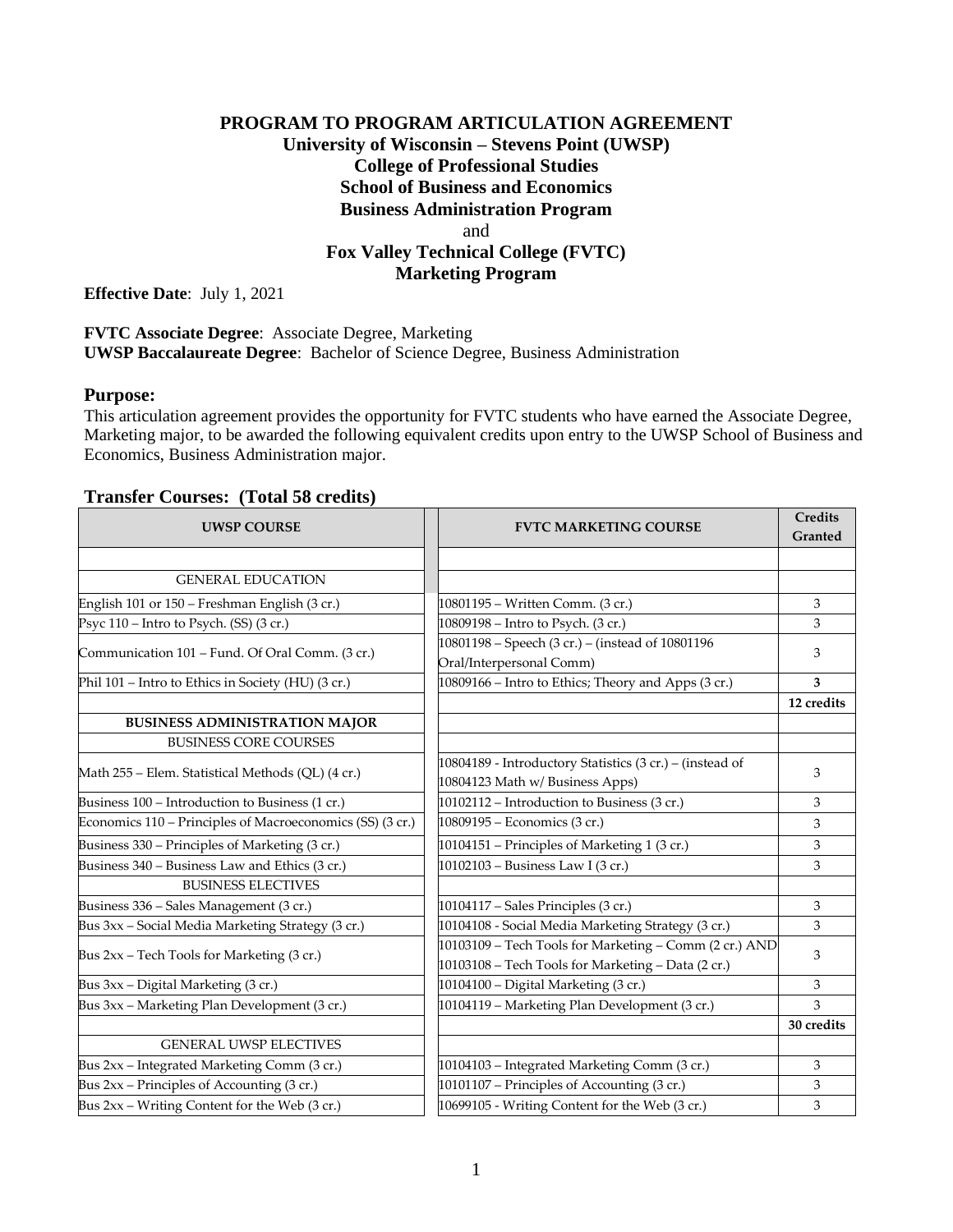# PROGRAM TO PROGRAM ARTICULATION AGREEMENT

## University of Wisconsin – Stevens Point (UWSP)
## College of Professional Studies
## School of Business and Economics
## Business Administration Program

and

## Fox Valley Technical College (FVTC)
## Marketing Program

**Effective Date**: July 1, 2021

**FVTC Associate Degree**: Associate Degree, Marketing
**UWSP Baccalaureate Degree**: Bachelor of Science Degree, Business Administration

**Purpose:**
This articulation agreement provides the opportunity for FVTC students who have earned the Associate Degree, Marketing major, to be awarded the following equivalent credits upon entry to the UWSP School of Business and Economics, Business Administration major.

**Transfer Courses: (Total 58 credits)**

| UWSP COURSE | FVTC MARKETING COURSE | Credits Granted |
|---|---|---|
| | | |
| GENERAL EDUCATION | | |
| English 101 or 150 – Freshman English (3 cr.) | 10801195 – Written Comm. (3 cr.) | 3 |
| Psyc 110 – Intro to Psych. (SS) (3 cr.) | 10809198 – Intro to Psych. (3 cr.) | 3 |
| Communication 101 – Fund. Of Oral Comm. (3 cr.) | 10801198 – Speech (3 cr.) – (instead of 10801196 Oral/Interpersonal Comm) | 3 |
| Phil 101 – Intro to Ethics in Society (HU) (3 cr.) | 10809166 – Intro to Ethics; Theory and Apps (3 cr.) | **3** |
| | | **12 credits** |
| **BUSINESS ADMINISTRATION MAJOR** | | |
| BUSINESS CORE COURSES | | |
| Math 255 – Elem. Statistical Methods (QL) (4 cr.) | 10804189 - Introductory Statistics (3 cr.) – (instead of 10804123 Math w/ Business Apps) | 3 |
| Business 100 – Introduction to Business (1 cr.) | 10102112 – Introduction to Business (3 cr.) | 3 |
| Economics 110 – Principles of Macroeconomics (SS) (3 cr.) | 10809195 – Economics (3 cr.) | 3 |
| Business 330 – Principles of Marketing (3 cr.) | 10104151 – Principles of Marketing 1 (3 cr.) | 3 |
| Business 340 – Business Law and Ethics (3 cr.) | 10102103 – Business Law I (3 cr.) | 3 |
| BUSINESS ELECTIVES | | |
| Business 336 – Sales Management (3 cr.) | 10104117 – Sales Principles (3 cr.) | 3 |
| Bus 3xx – Social Media Marketing Strategy (3 cr.) | 10104108 - Social Media Marketing Strategy (3 cr.) | 3 |
| Bus 2xx – Tech Tools for Marketing (3 cr.) | 10103109 – Tech Tools for Marketing – Comm (2 cr.) AND 10103108 – Tech Tools for Marketing – Data (2 cr.) | 3 |
| Bus 3xx – Digital Marketing (3 cr.) | 10104100 – Digital Marketing (3 cr.) | 3 |
| Bus 3xx – Marketing Plan Development (3 cr.) | 10104119 – Marketing Plan Development (3 cr.) | 3 |
| | | **30 credits** |
| GENERAL UWSP ELECTIVES | | |
| Bus 2xx – Integrated Marketing Comm (3 cr.) | 10104103 – Integrated Marketing Comm (3 cr.) | 3 |
| Bus 2xx – Principles of Accounting (3 cr.) | 10101107 – Principles of Accounting (3 cr.) | 3 |
| Bus 2xx – Writing Content for the Web (3 cr.) | 10699105 - Writing Content for the Web (3 cr.) | 3 |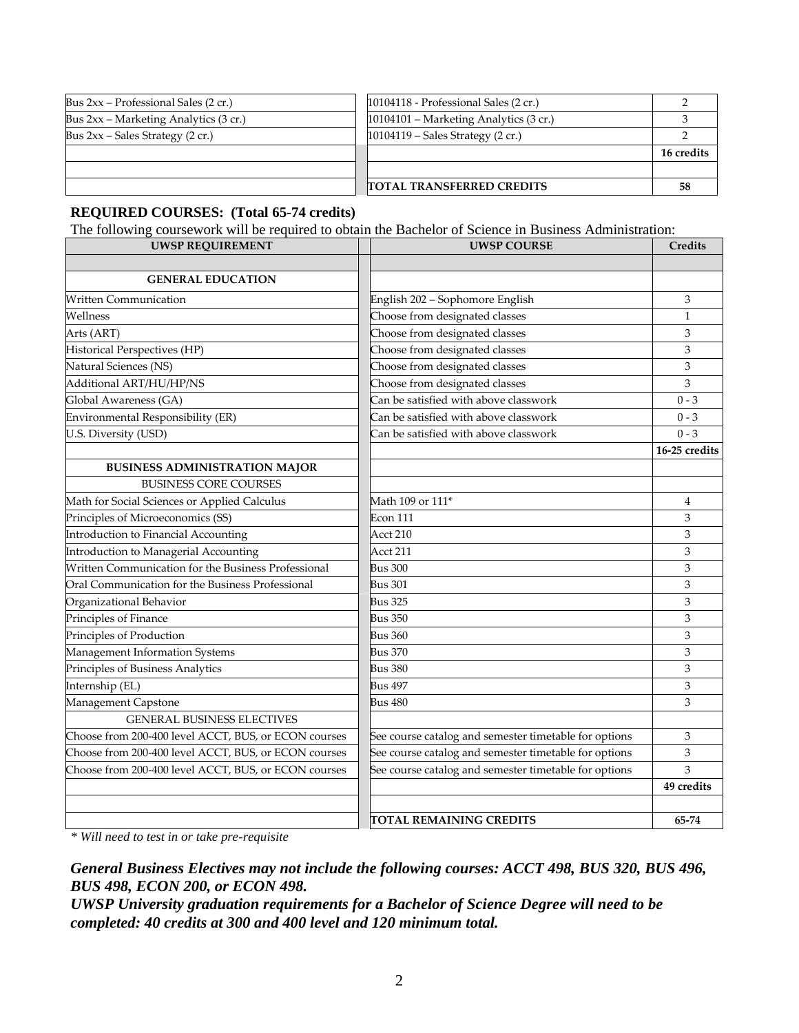| | | |
|---|---|---|
| Bus 2xx – Professional Sales (2 cr.) | 10104118 - Professional Sales (2 cr.) | 2 |
| Bus 2xx – Marketing Analytics (3 cr.) | 10104101 – Marketing Analytics (3 cr.) | 3 |
| Bus 2xx – Sales Strategy (2 cr.) | 10104119 – Sales Strategy (2 cr.) | 2 |
| | | **16 credits** |
| | | |
| | **TOTAL TRANSFERRED CREDITS** | **58** |

**REQUIRED COURSES: (Total 65-74 credits)**

The following coursework will be required to obtain the Bachelor of Science in Business Administration:

| UWSP REQUIREMENT | UWSP COURSE | Credits |
|---|---|---|
| | | |
| **GENERAL EDUCATION** | | |
| Written Communication | English 202 – Sophomore English | 3 |
| Wellness | Choose from designated classes | 1 |
| Arts (ART) | Choose from designated classes | 3 |
| Historical Perspectives (HP) | Choose from designated classes | 3 |
| Natural Sciences (NS) | Choose from designated classes | 3 |
| Additional ART/HU/HP/NS | Choose from designated classes | 3 |
| Global Awareness (GA) | Can be satisfied with above classwork | 0 - 3 |
| Environmental Responsibility (ER) | Can be satisfied with above classwork | 0 - 3 |
| U.S. Diversity (USD) | Can be satisfied with above classwork | 0 - 3 |
| | | **16-25 credits** |
| **BUSINESS ADMINISTRATION MAJOR** | | |
| BUSINESS CORE COURSES | | |
| Math for Social Sciences or Applied Calculus | Math 109 or 111* | 4 |
| Principles of Microeconomics (SS) | Econ 111 | 3 |
| Introduction to Financial Accounting | Acct 210 | 3 |
| Introduction to Managerial Accounting | Acct 211 | 3 |
| Written Communication for the Business Professional | Bus 300 | 3 |
| Oral Communication for the Business Professional | Bus 301 | 3 |
| Organizational Behavior | Bus 325 | 3 |
| Principles of Finance | Bus 350 | 3 |
| Principles of Production | Bus 360 | 3 |
| Management Information Systems | Bus 370 | 3 |
| Principles of Business Analytics | Bus 380 | 3 |
| Internship (EL) | Bus 497 | 3 |
| Management Capstone | Bus 480 | 3 |
| GENERAL BUSINESS ELECTIVES | | |
| Choose from 200-400 level ACCT, BUS, or ECON courses | See course catalog and semester timetable for options | 3 |
| Choose from 200-400 level ACCT, BUS, or ECON courses | See course catalog and semester timetable for options | 3 |
| Choose from 200-400 level ACCT, BUS, or ECON courses | See course catalog and semester timetable for options | 3 |
| | | **49 credits** |
| | | |
| | **TOTAL REMAINING CREDITS** | **65-74** |

*\* Will need to test in or take pre-requisite*

***General Business Electives may not include the following courses: ACCT 498, BUS 320, BUS 496, BUS 498, ECON 200, or ECON 498.***

***UWSP University graduation requirements for a Bachelor of Science Degree will need to be completed: 40 credits at 300 and 400 level and 120 minimum total.***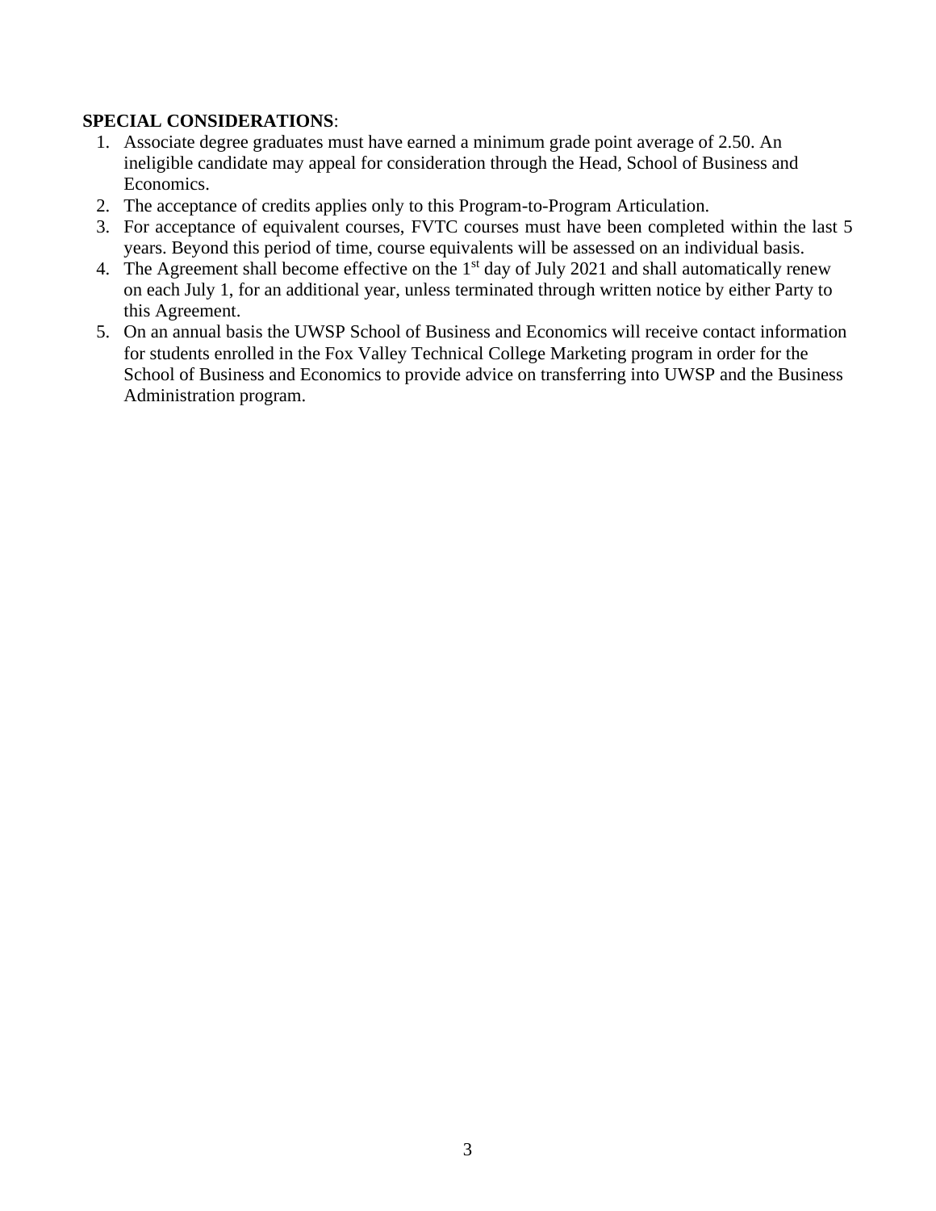**SPECIAL CONSIDERATIONS**:

1. Associate degree graduates must have earned a minimum grade point average of 2.50. An ineligible candidate may appeal for consideration through the Head, School of Business and Economics.
2. The acceptance of credits applies only to this Program-to-Program Articulation.
3. For acceptance of equivalent courses, FVTC courses must have been completed within the last 5 years. Beyond this period of time, course equivalents will be assessed on an individual basis.
4. The Agreement shall become effective on the 1st day of July 2021 and shall automatically renew on each July 1, for an additional year, unless terminated through written notice by either Party to this Agreement.
5. On an annual basis the UWSP School of Business and Economics will receive contact information for students enrolled in the Fox Valley Technical College Marketing program in order for the School of Business and Economics to provide advice on transferring into UWSP and the Business Administration program.